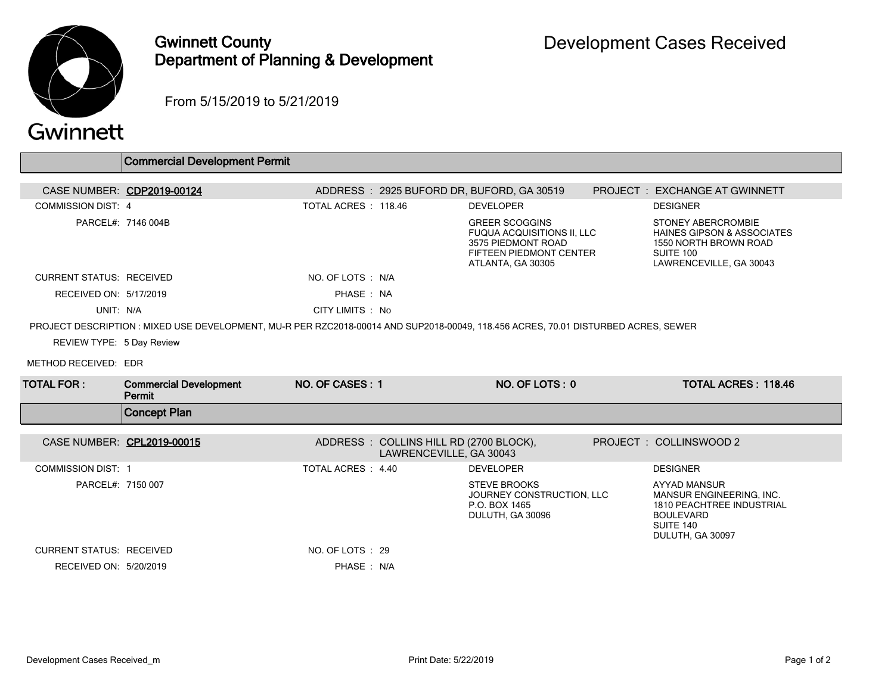# Gwinnett County Department of Planning & Development

# Development Cases Received

From 5/15/2019 to 5/21/2019

## Commercial Development Permit

**CASE NUMBER:** CDP2019-00124
**ADDRESS:** 2925 BUFORD DR, BUFORD, GA 30519
**PROJECT:** EXCHANGE AT GWINNETT

COMMISSION DIST: 4
TOTAL ACRES: 118.46
PARCEL#: 7146 004B

**DEVELOPER**
GREER SCOGGINS
FUQUA ACQUISITIONS II, LLC
3575 PIEDMONT ROAD
FIFTEEN PIEDMONT CENTER
ATLANTA, GA 30305

**DESIGNER**
STONEY ABERCROMBIE
HAINES GIPSON & ASSOCIATES
1550 NORTH BROWN ROAD
SUITE 100
LAWRENCEVILLE, GA 30043

CURRENT STATUS: RECEIVED
NO. OF LOTS: N/A
RECEIVED ON: 5/17/2019
PHASE: NA
UNIT: N/A
CITY LIMITS: No

PROJECT DESCRIPTION: MIXED USE DEVELOPMENT, MU-R PER RZC2018-00014 AND SUP2018-00049, 118.456 ACRES, 70.01 DISTURBED ACRES, SEWER

REVIEW TYPE: 5 Day Review

METHOD RECEIVED: EDR

| TOTAL FOR: | Commercial Development Permit | NO. OF CASES: 1 | NO. OF LOTS: 0 | TOTAL ACRES: 118.46 |
|---|---|---|---|---|

## Concept Plan

**CASE NUMBER:** CPL2019-00015
**ADDRESS:** COLLINS HILL RD (2700 BLOCK), LAWRENCEVILLE, GA 30043
**PROJECT:** COLLINSWOOD 2

COMMISSION DIST: 1
TOTAL ACRES: 4.40
PARCEL#: 7150 007

**DEVELOPER**
STEVE BROOKS
JOURNEY CONSTRUCTION, LLC
P.O. BOX 1465
DULUTH, GA 30096

**DESIGNER**
AYYAD MANSUR
MANSUR ENGINEERING, INC.
1810 PEACHTREE INDUSTRIAL BOULEVARD
SUITE 140
DULUTH, GA 30097

CURRENT STATUS: RECEIVED
NO. OF LOTS: 29
RECEIVED ON: 5/20/2019
PHASE: N/A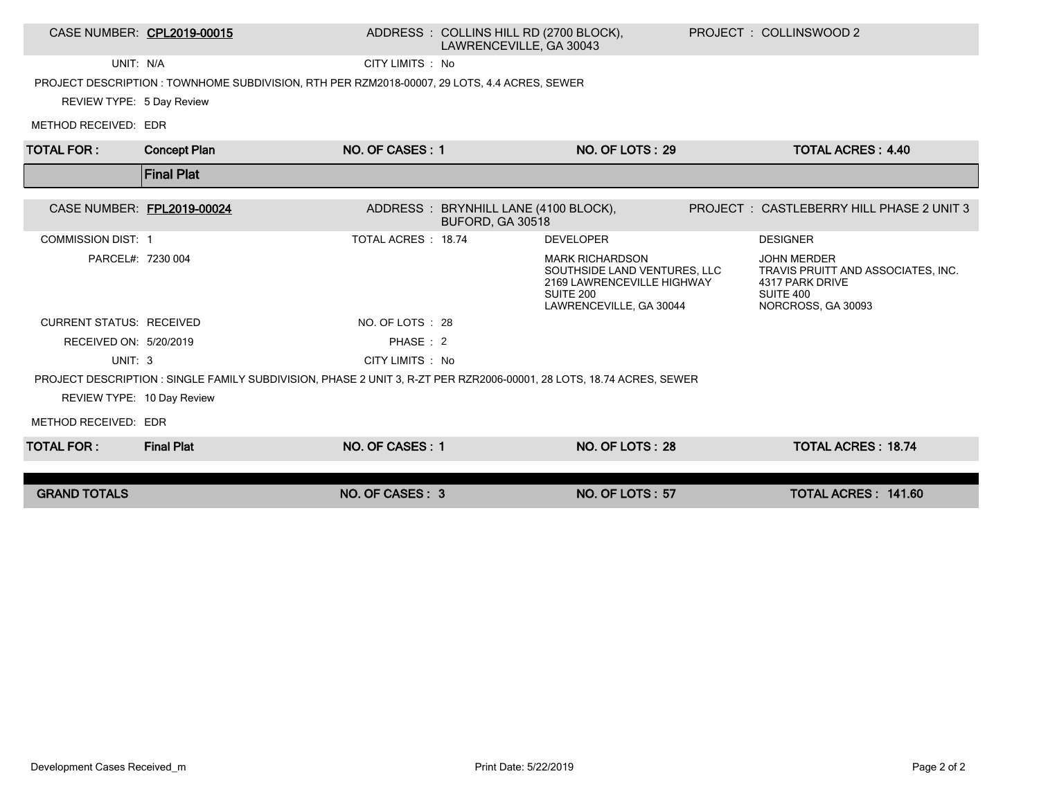CASE NUMBER: **CPL2019-00015** | ADDRESS : COLLINS HILL RD (2700 BLOCK), LAWRENCEVILLE, GA 30043 | PROJECT : COLLINSWOOD 2

UNIT: N/A | CITY LIMITS : No

PROJECT DESCRIPTION : TOWNHOME SUBDIVISION, RTH PER RZM2018-00007, 29 LOTS, 4.4 ACRES, SEWER

REVIEW TYPE: 5 Day Review

METHOD RECEIVED: EDR

| TOTAL FOR : | Concept Plan | NO. OF CASES : 1 | NO. OF LOTS : 29 | TOTAL ACRES : 4.40 |
|---|---|---|---|---|

## Final Plat

CASE NUMBER: **FPL2019-00024** | ADDRESS : BRYNHILL LANE (4100 BLOCK), BUFORD, GA 30518 | PROJECT : CASTLEBERRY HILL PHASE 2 UNIT 3

| | | | |
|---|---|---|---|
| COMMISSION DIST: 1 | TOTAL ACRES : 18.74 | DEVELOPER | DESIGNER |
| PARCEL#: 7230 004 | | MARK RICHARDSON<br>SOUTHSIDE LAND VENTURES, LLC<br>2169 LAWRENCEVILLE HIGHWAY<br>SUITE 200<br>LAWRENCEVILLE, GA 30044 | JOHN MERDER<br>TRAVIS PRUITT AND ASSOCIATES, INC.<br>4317 PARK DRIVE<br>SUITE 400<br>NORCROSS, GA 30093 |
| CURRENT STATUS: RECEIVED | NO. OF LOTS : 28 | | |
| RECEIVED ON: 5/20/2019 | PHASE : 2 | | |
| UNIT: 3 | CITY LIMITS : No | | |

PROJECT DESCRIPTION : SINGLE FAMILY SUBDIVISION, PHASE 2 UNIT 3, R-ZT PER RZR2006-00001, 28 LOTS, 18.74 ACRES, SEWER

REVIEW TYPE: 10 Day Review

METHOD RECEIVED: EDR

| TOTAL FOR : | Final Plat | NO. OF CASES : 1 | NO. OF LOTS : 28 | TOTAL ACRES : 18.74 |
|---|---|---|---|---|

| GRAND TOTALS | NO. OF CASES : 3 | NO. OF LOTS : 57 | TOTAL ACRES : 141.60 |
|---|---|---|---|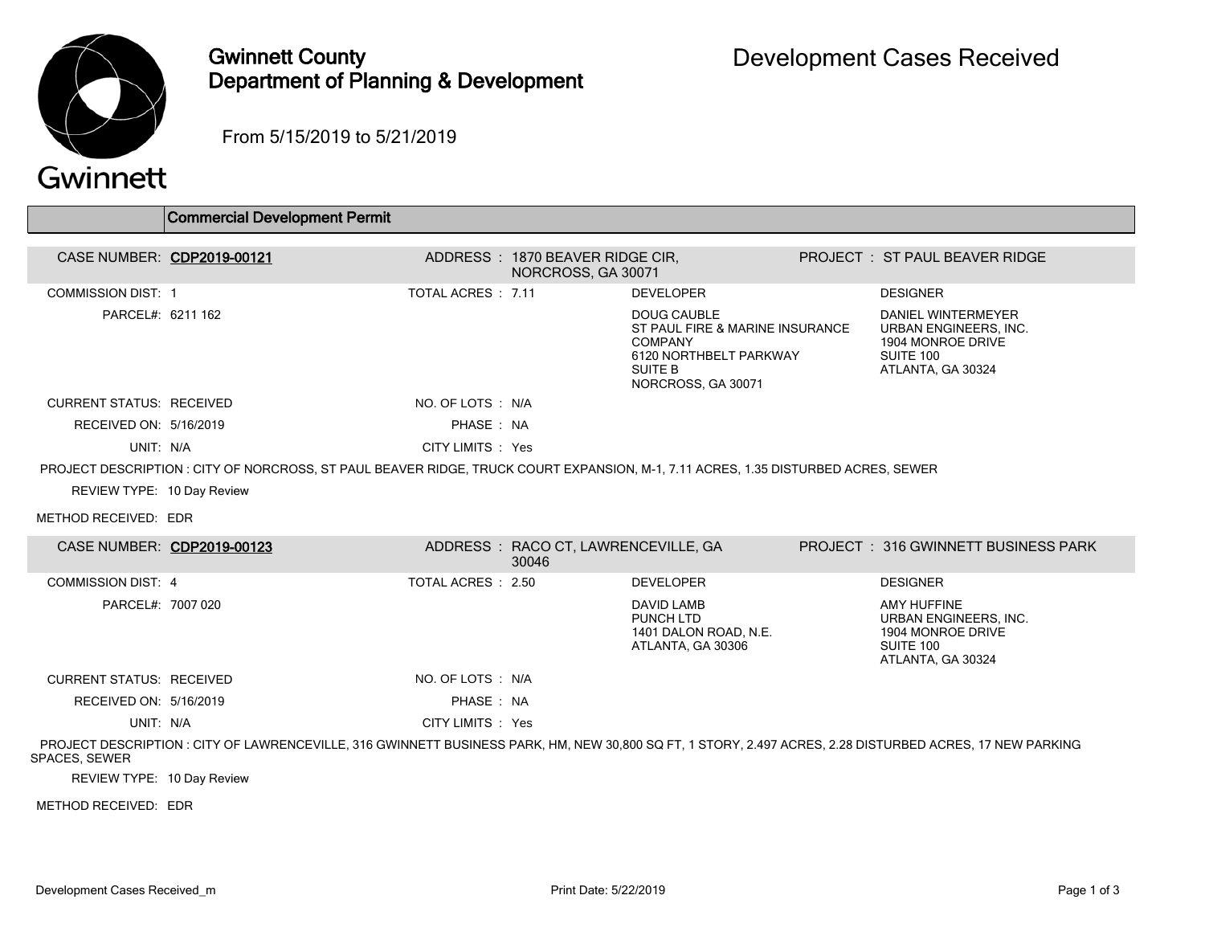# Gwinnett County Department of Planning & Development

## Development Cases Received

From 5/15/2019 to 5/21/2019

### Commercial Development Permit

**CASE NUMBER: CDP2019-00121**

ADDRESS : 1870 BEAVER RIDGE CIR, NORCROSS, GA 30071

PROJECT : ST PAUL BEAVER RIDGE

COMMISSION DIST: 1

TOTAL ACRES : 7.11

PARCEL#: 6211 162

DEVELOPER:
DOUG CAUBLE
ST PAUL FIRE & MARINE INSURANCE COMPANY
6120 NORTHBELT PARKWAY
SUITE B
NORCROSS, GA 30071

DESIGNER:
DANIEL WINTERMEYER
URBAN ENGINEERS, INC.
1904 MONROE DRIVE
SUITE 100
ATLANTA, GA 30324

CURRENT STATUS: RECEIVED

NO. OF LOTS : N/A

RECEIVED ON: 5/16/2019

PHASE : NA

UNIT: N/A

CITY LIMITS : Yes

PROJECT DESCRIPTION : CITY OF NORCROSS, ST PAUL BEAVER RIDGE, TRUCK COURT EXPANSION, M-1, 7.11 ACRES, 1.35 DISTURBED ACRES, SEWER

REVIEW TYPE: 10 Day Review

METHOD RECEIVED: EDR

**CASE NUMBER: CDP2019-00123**

ADDRESS : RACO CT, LAWRENCEVILLE, GA 30046

PROJECT : 316 GWINNETT BUSINESS PARK

COMMISSION DIST: 4

TOTAL ACRES : 2.50

PARCEL#: 7007 020

DEVELOPER:
DAVID LAMB
PUNCH LTD
1401 DALON ROAD, N.E.
ATLANTA, GA 30306

DESIGNER:
AMY HUFFINE
URBAN ENGINEERS, INC.
1904 MONROE DRIVE
SUITE 100
ATLANTA, GA 30324

CURRENT STATUS: RECEIVED

NO. OF LOTS : N/A

RECEIVED ON: 5/16/2019

PHASE : NA

UNIT: N/A

CITY LIMITS : Yes

PROJECT DESCRIPTION : CITY OF LAWRENCEVILLE, 316 GWINNETT BUSINESS PARK, HM, NEW 30,800 SQ FT, 1 STORY, 2.497 ACRES, 2.28 DISTURBED ACRES, 17 NEW PARKING SPACES, SEWER

REVIEW TYPE: 10 Day Review

METHOD RECEIVED: EDR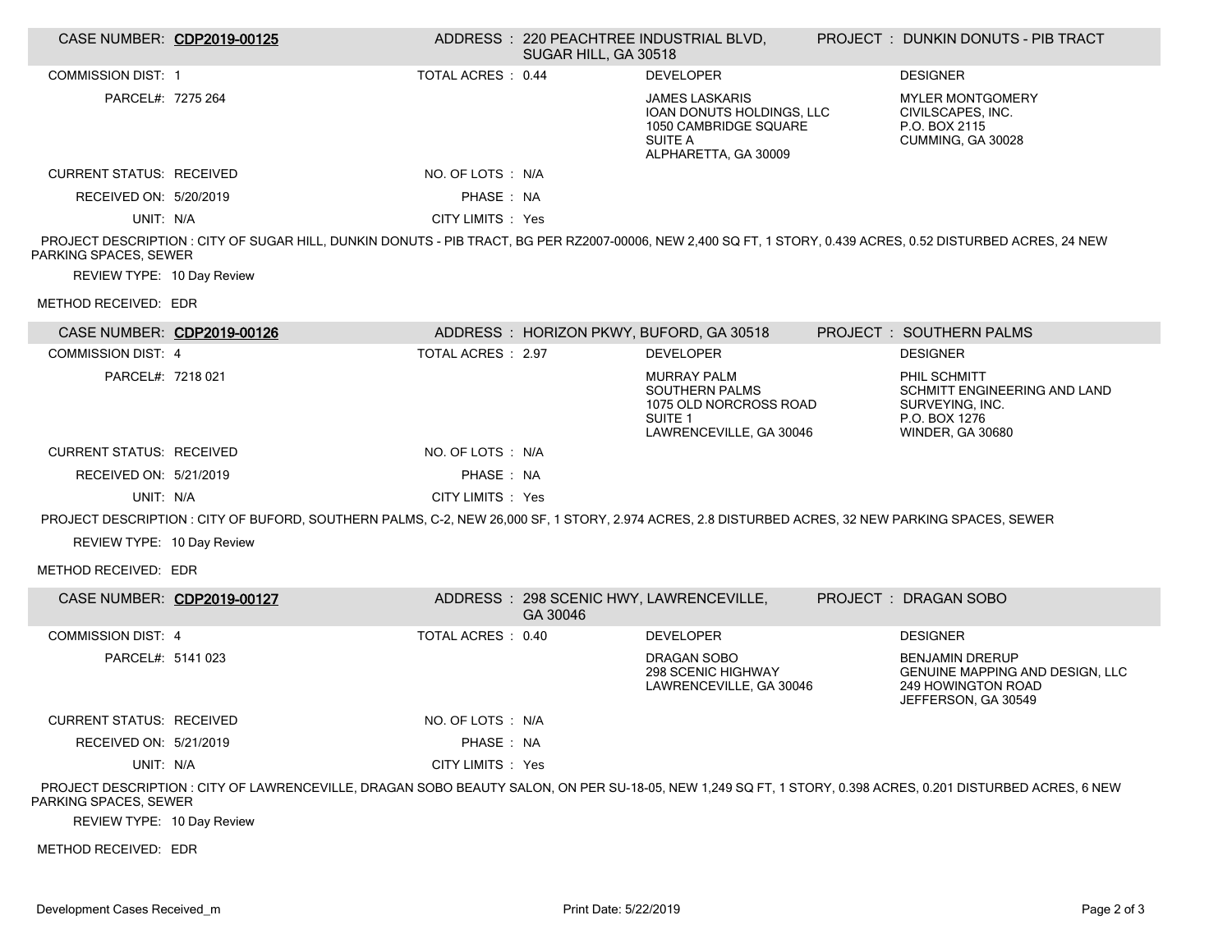## CASE NUMBER: CDP2019-00125

**ADDRESS :** 220 PEACHTREE INDUSTRIAL BLVD, SUGAR HILL, GA 30518

**PROJECT :** DUNKIN DONUTS - PIB TRACT

COMMISSION DIST: 1

TOTAL ACRES : 0.44

PARCEL#: 7275 264

**DEVELOPER**

JAMES LASKARIS
IOAN DONUTS HOLDINGS, LLC
1050 CAMBRIDGE SQUARE
SUITE A
ALPHARETTA, GA 30009

**DESIGNER**

MYLER MONTGOMERY
CIVILSCAPES, INC.
P.O. BOX 2115
CUMMING, GA 30028

CURRENT STATUS: RECEIVED

NO. OF LOTS : N/A

RECEIVED ON: 5/20/2019

PHASE : NA

UNIT: N/A

CITY LIMITS : Yes

PROJECT DESCRIPTION : CITY OF SUGAR HILL, DUNKIN DONUTS - PIB TRACT, BG PER RZ2007-00006, NEW 2,400 SQ FT, 1 STORY, 0.439 ACRES, 0.52 DISTURBED ACRES, 24 NEW PARKING SPACES, SEWER

REVIEW TYPE: 10 Day Review

METHOD RECEIVED: EDR

## CASE NUMBER: CDP2019-00126

**ADDRESS :** HORIZON PKWY, BUFORD, GA 30518

**PROJECT :** SOUTHERN PALMS

COMMISSION DIST: 4

TOTAL ACRES : 2.97

PARCEL#: 7218 021

**DEVELOPER**

MURRAY PALM
SOUTHERN PALMS
1075 OLD NORCROSS ROAD
SUITE 1
LAWRENCEVILLE, GA 30046

**DESIGNER**

PHIL SCHMITT
SCHMITT ENGINEERING AND LAND SURVEYING, INC.
P.O. BOX 1276
WINDER, GA 30680

CURRENT STATUS: RECEIVED

NO. OF LOTS : N/A

RECEIVED ON: 5/21/2019

PHASE : NA

UNIT: N/A

CITY LIMITS : Yes

PROJECT DESCRIPTION : CITY OF BUFORD, SOUTHERN PALMS, C-2, NEW 26,000 SF, 1 STORY, 2.974 ACRES, 2.8 DISTURBED ACRES, 32 NEW PARKING SPACES, SEWER

REVIEW TYPE: 10 Day Review

METHOD RECEIVED: EDR

## CASE NUMBER: CDP2019-00127

**ADDRESS :** 298 SCENIC HWY, LAWRENCEVILLE, GA 30046

**PROJECT :** DRAGAN SOBO

COMMISSION DIST: 4

TOTAL ACRES : 0.40

PARCEL#: 5141 023

**DEVELOPER**

DRAGAN SOBO
298 SCENIC HIGHWAY
LAWRENCEVILLE, GA 30046

**DESIGNER**

BENJAMIN DRERUP
GENUINE MAPPING AND DESIGN, LLC
249 HOWINGTON ROAD
JEFFERSON, GA 30549

CURRENT STATUS: RECEIVED

NO. OF LOTS : N/A

RECEIVED ON: 5/21/2019

PHASE : NA

UNIT: N/A

CITY LIMITS : Yes

PROJECT DESCRIPTION : CITY OF LAWRENCEVILLE, DRAGAN SOBO BEAUTY SALON, ON PER SU-18-05, NEW 1,249 SQ FT, 1 STORY, 0.398 ACRES, 0.201 DISTURBED ACRES, 6 NEW PARKING SPACES, SEWER

REVIEW TYPE: 10 Day Review

METHOD RECEIVED: EDR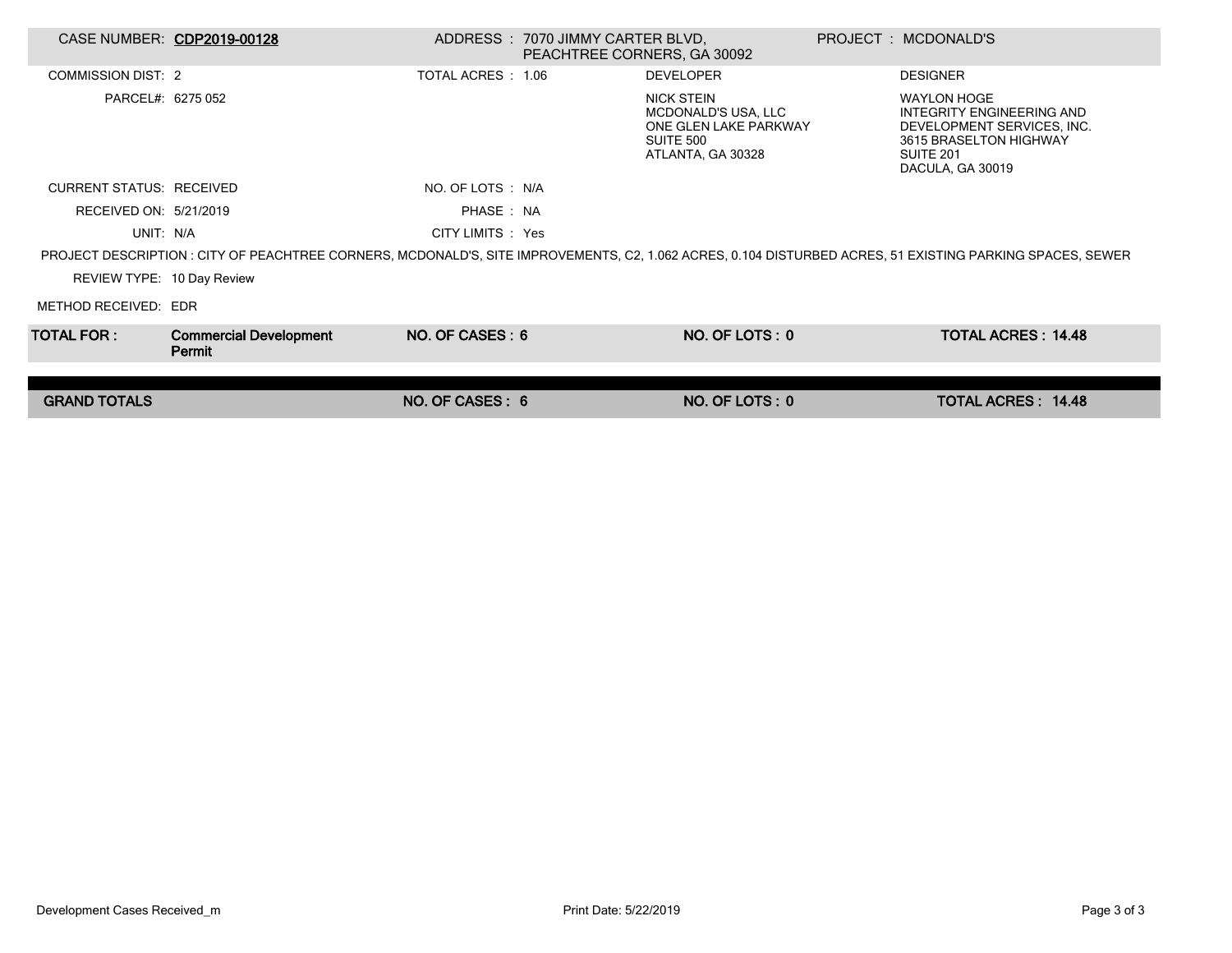| | | | | | | |
|---|---|---|---|---|---|---|
| CASE NUMBER: | **CDP2019-00128** | ADDRESS : | 7070 JIMMY CARTER BLVD, PEACHTREE CORNERS, GA 30092 | | PROJECT : | MCDONALD'S |
| COMMISSION DIST: | 2 | TOTAL ACRES : | 1.06 | DEVELOPER | | DESIGNER |
| PARCEL#: | 6275 052 | | | NICK STEIN MCDONALD'S USA, LLC ONE GLEN LAKE PARKWAY SUITE 500 ATLANTA, GA 30328 | | WAYLON HOGE INTEGRITY ENGINEERING AND DEVELOPMENT SERVICES, INC. 3615 BRASELTON HIGHWAY SUITE 201 DACULA, GA 30019 |
| CURRENT STATUS: | RECEIVED | NO. OF LOTS : | N/A | | | |
| RECEIVED ON: | 5/21/2019 | PHASE : | NA | | | |
| UNIT: | N/A | CITY LIMITS : | Yes | | | |

PROJECT DESCRIPTION : CITY OF PEACHTREE CORNERS, MCDONALD'S, SITE IMPROVEMENTS, C2, 1.062 ACRES, 0.104 DISTURBED ACRES, 51 EXISTING PARKING SPACES, SEWER

REVIEW TYPE: 10 Day Review

METHOD RECEIVED: EDR

| | | | | |
|---|---|---|---|---|
| **TOTAL FOR :** | **Commercial Development Permit** | **NO. OF CASES : 6** | **NO. OF LOTS : 0** | **TOTAL ACRES : 14.48** |
| **GRAND TOTALS** | | **NO. OF CASES : 6** | **NO. OF LOTS : 0** | **TOTAL ACRES : 14.48** |

Development Cases Received_m

Print Date: 5/22/2019